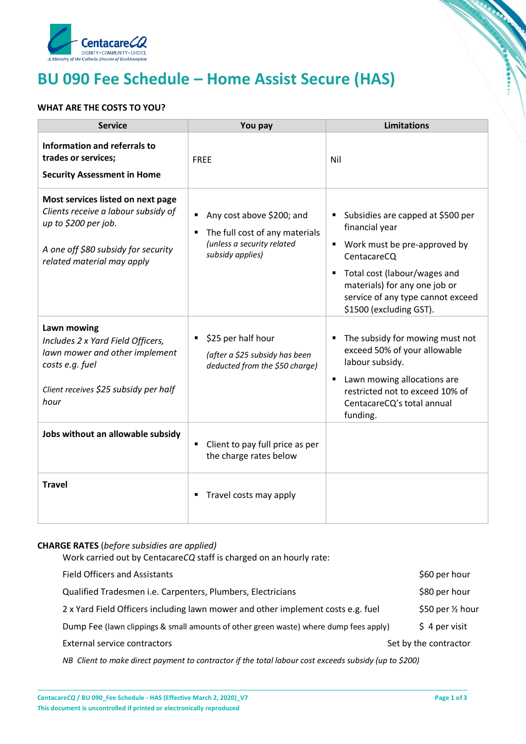# BU 090 Fee Schedule – Home Assist Secure (HAS)

**WHAT ARE THE COSTS TO YOU?**

| Service | You pay | Limitations |
|---|---|---|
| **Information and referrals to trades or services;**<br>**Security Assessment in Home** | FREE | Nil |
| **Most services listed on next page**<br>*Clients receive a labour subsidy of up to $200 per job.*<br>*A one off $80 subsidy for security related material may apply* | ▪ Any cost above $200; and<br>▪ The full cost of any materials *(unless a security related subsidy applies)* | ▪ Subsidies are capped at $500 per financial year<br>▪ Work must be pre-approved by CentacareCQ<br>▪ Total cost (labour/wages and materials) for any one job or service of any type cannot exceed $1500 (excluding GST). |
| **Lawn mowing**<br>*Includes 2 x Yard Field Officers, lawn mower and other implement costs e.g. fuel*<br>*Client receives $25 subsidy per half hour* | ▪ $25 per half hour *(after a $25 subsidy has been deducted from the $50 charge)* | ▪ The subsidy for mowing must not exceed 50% of your allowable labour subsidy.<br>▪ Lawn mowing allocations are restricted not to exceed 10% of CentacareCQ's total annual funding. |
| **Jobs without an allowable subsidy** | ▪ Client to pay full price as per the charge rates below | |
| **Travel** | ▪ Travel costs may apply | |

**CHARGE RATES** (*before subsidies are applied*)

Work carried out by Centacare*CQ* staff is charged on an hourly rate:

| | |
|---|---|
| Field Officers and Assistants | $60 per hour |
| Qualified Tradesmen i.e. Carpenters, Plumbers, Electricians | $80 per hour |
| 2 x Yard Field Officers including lawn mower and other implement costs e.g. fuel | $50 per ½ hour |
| Dump Fee (lawn clippings & small amounts of other green waste) where dump fees apply) | $ 4 per visit |
| External service contractors | Set by the contractor |

*NB Client to make direct payment to contractor if the total labour cost exceeds subsidy (up to $200)*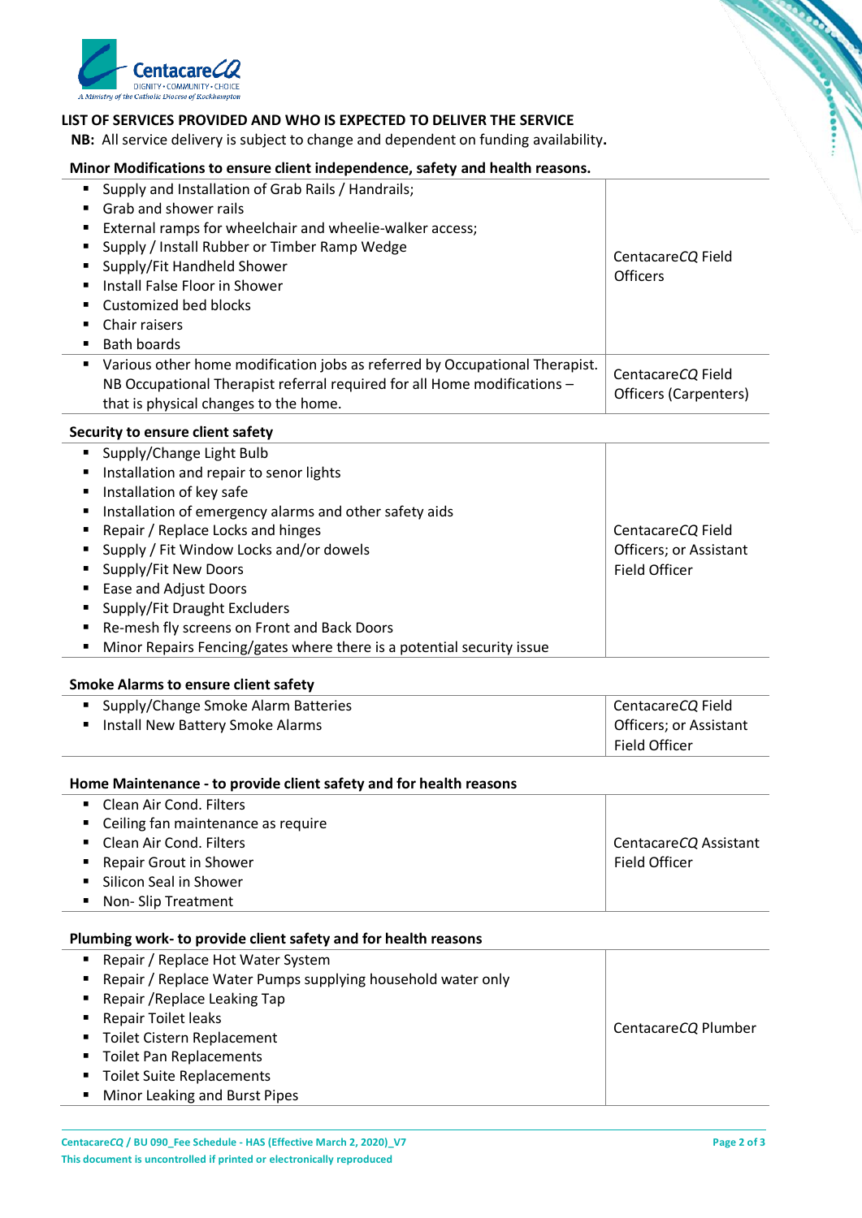**LIST OF SERVICES PROVIDED AND WHO IS EXPECTED TO DELIVER THE SERVICE**

**NB:** All service delivery is subject to change and dependent on funding availability**.**

**Minor Modifications to ensure client independence, safety and health reasons.**

| Service | Delivered by |
|---|---|
| ▪ Supply and Installation of Grab Rails / Handrails;<br>▪ Grab and shower rails<br>▪ External ramps for wheelchair and wheelie-walker access;<br>▪ Supply / Install Rubber or Timber Ramp Wedge<br>▪ Supply/Fit Handheld Shower<br>▪ Install False Floor in Shower<br>▪ Customized bed blocks<br>▪ Chair raisers<br>▪ Bath boards | Centacare*CQ* Field Officers |
| ▪ Various other home modification jobs as referred by Occupational Therapist. NB Occupational Therapist referral required for all Home modifications – that is physical changes to the home. | Centacare*CQ* Field Officers (Carpenters) |

**Security to ensure client safety**

| Service | Delivered by |
|---|---|
| ▪ Supply/Change Light Bulb<br>▪ Installation and repair to senor lights<br>▪ Installation of key safe<br>▪ Installation of emergency alarms and other safety aids<br>▪ Repair / Replace Locks and hinges<br>▪ Supply / Fit Window Locks and/or dowels<br>▪ Supply/Fit New Doors<br>▪ Ease and Adjust Doors<br>▪ Supply/Fit Draught Excluders<br>▪ Re-mesh fly screens on Front and Back Doors<br>▪ Minor Repairs Fencing/gates where there is a potential security issue | Centacare*CQ* Field Officers; or Assistant Field Officer |

**Smoke Alarms to ensure client safety**

| Service | Delivered by |
|---|---|
| ▪ Supply/Change Smoke Alarm Batteries<br>▪ Install New Battery Smoke Alarms | Centacare*CQ* Field Officers; or Assistant Field Officer |

**Home Maintenance - to provide client safety and for health reasons**

| Service | Delivered by |
|---|---|
| ▪ Clean Air Cond. Filters<br>▪ Ceiling fan maintenance as require<br>▪ Clean Air Cond. Filters<br>▪ Repair Grout in Shower<br>▪ Silicon Seal in Shower<br>▪ Non- Slip Treatment | Centacare*CQ* Assistant Field Officer |

**Plumbing work- to provide client safety and for health reasons**

| Service | Delivered by |
|---|---|
| ▪ Repair / Replace Hot Water System<br>▪ Repair / Replace Water Pumps supplying household water only<br>▪ Repair /Replace Leaking Tap<br>▪ Repair Toilet leaks<br>▪ Toilet Cistern Replacement<br>▪ Toilet Pan Replacements<br>▪ Toilet Suite Replacements<br>▪ Minor Leaking and Burst Pipes | Centacare*CQ* Plumber |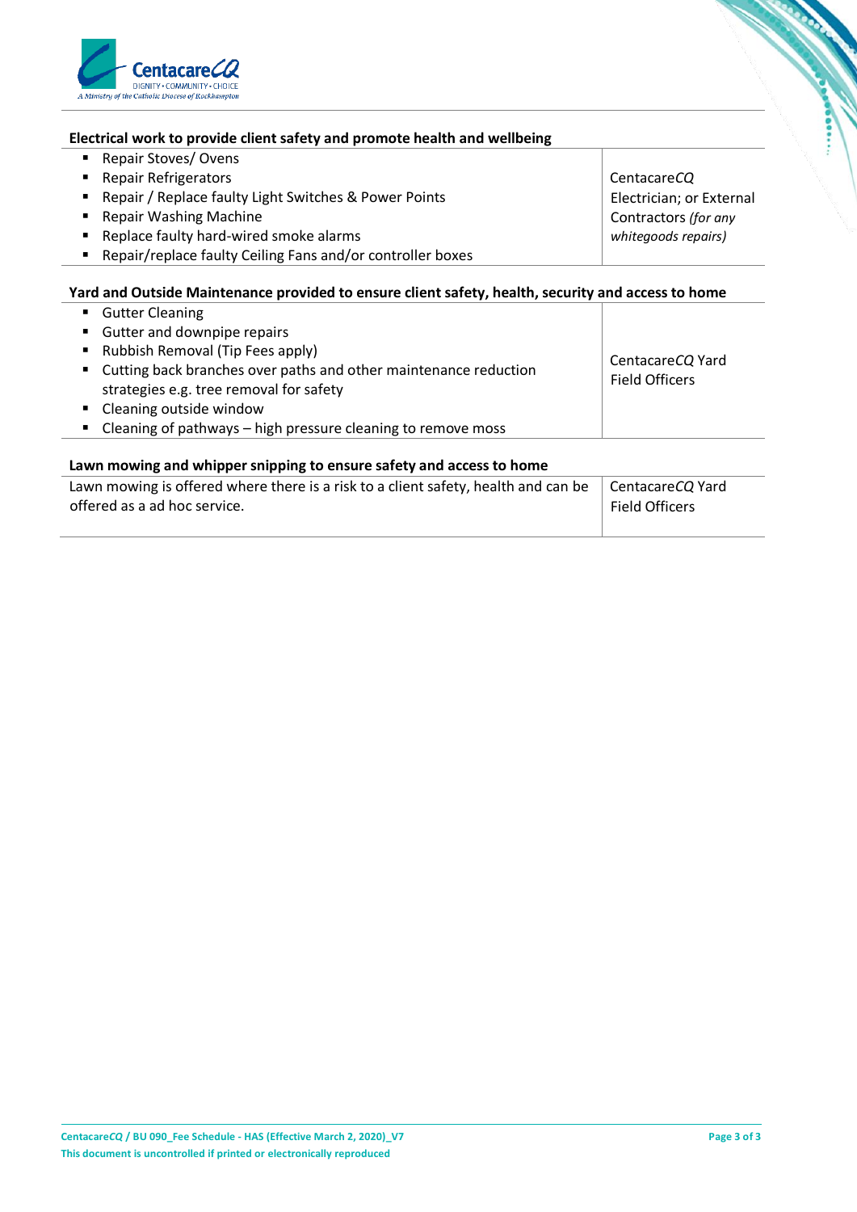| Electrical work to provide client safety and promote health and wellbeing | |
|---|---|
| ▪ Repair Stoves/ Ovens<br>▪ Repair Refrigerators<br>▪ Repair / Replace faulty Light Switches & Power Points<br>▪ Repair Washing Machine<br>▪ Replace faulty hard-wired smoke alarms<br>▪ Repair/replace faulty Ceiling Fans and/or controller boxes | Centacare*CQ* Electrician; or External Contractors *(for any whitegoods repairs)* |

| Yard and Outside Maintenance provided to ensure client safety, health, security and access to home | |
|---|---|
| ▪ Gutter Cleaning<br>▪ Gutter and downpipe repairs<br>▪ Rubbish Removal (Tip Fees apply)<br>▪ Cutting back branches over paths and other maintenance reduction strategies e.g. tree removal for safety<br>▪ Cleaning outside window<br>▪ Cleaning of pathways – high pressure cleaning to remove moss | Centacare*CQ* Yard Field Officers |

| Lawn mowing and whipper snipping to ensure safety and access to home | |
|---|---|
| Lawn mowing is offered where there is a risk to a client safety, health and can be offered as a ad hoc service. | Centacare*CQ* Yard Field Officers |